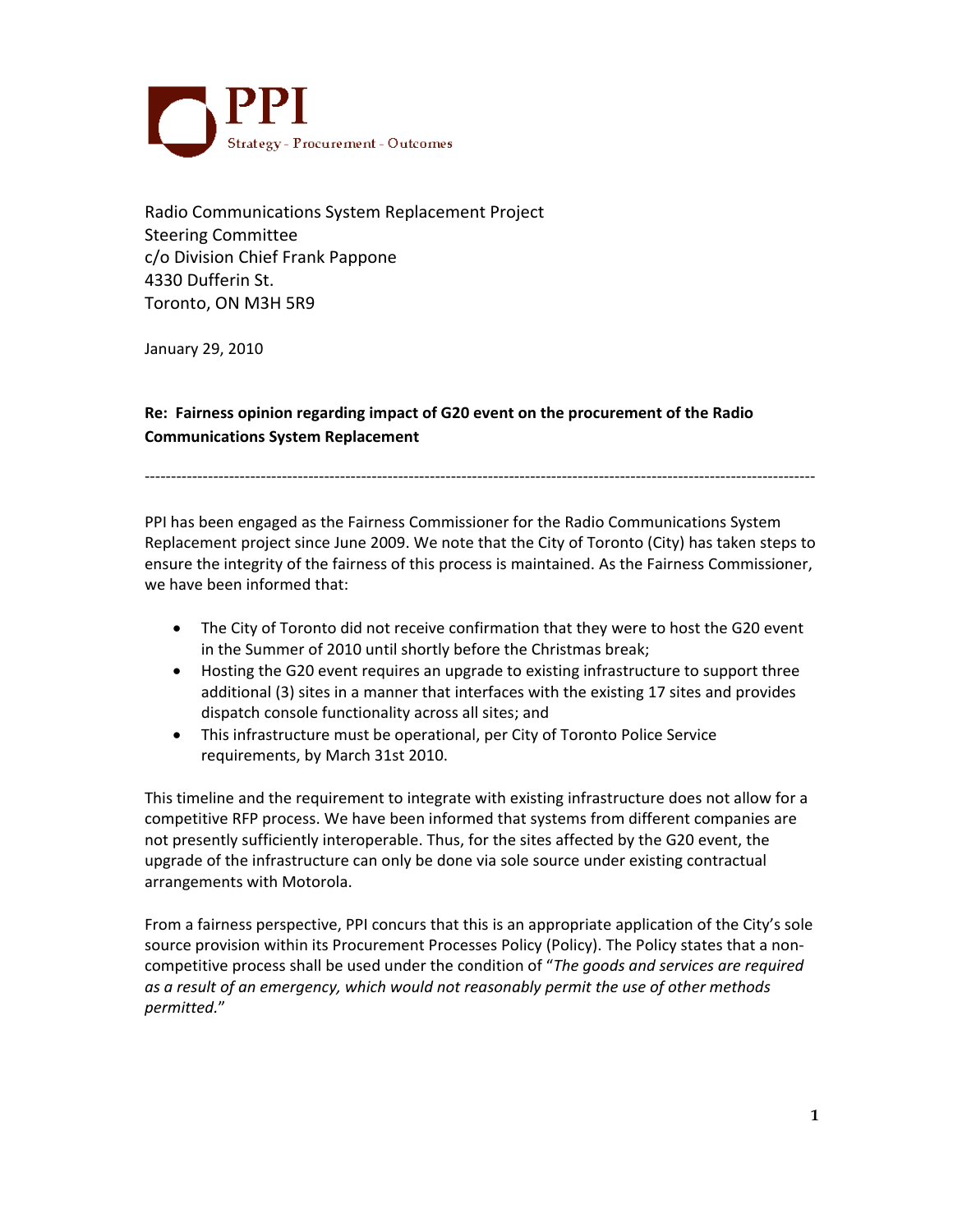**PPI**
Strategy - Procurement - Outcomes

Radio Communications System Replacement Project
Steering Committee
c/o Division Chief Frank Pappone
4330 Dufferin St.
Toronto, ON M3H 5R9

January 29, 2010

**Re: Fairness opinion regarding impact of G20 event on the procurement of the Radio Communications System Replacement**

---

PPI has been engaged as the Fairness Commissioner for the Radio Communications System Replacement project since June 2009. We note that the City of Toronto (City) has taken steps to ensure the integrity of the fairness of this process is maintained. As the Fairness Commissioner, we have been informed that:

- The City of Toronto did not receive confirmation that they were to host the G20 event in the Summer of 2010 until shortly before the Christmas break;
- Hosting the G20 event requires an upgrade to existing infrastructure to support three additional (3) sites in a manner that interfaces with the existing 17 sites and provides dispatch console functionality across all sites; and
- This infrastructure must be operational, per City of Toronto Police Service requirements, by March 31st 2010.

This timeline and the requirement to integrate with existing infrastructure does not allow for a competitive RFP process. We have been informed that systems from different companies are not presently sufficiently interoperable. Thus, for the sites affected by the G20 event, the upgrade of the infrastructure can only be done via sole source under existing contractual arrangements with Motorola.

From a fairness perspective, PPI concurs that this is an appropriate application of the City's sole source provision within its Procurement Processes Policy (Policy). The Policy states that a non-competitive process shall be used under the condition of "*The goods and services are required as a result of an emergency, which would not reasonably permit the use of other methods permitted.*"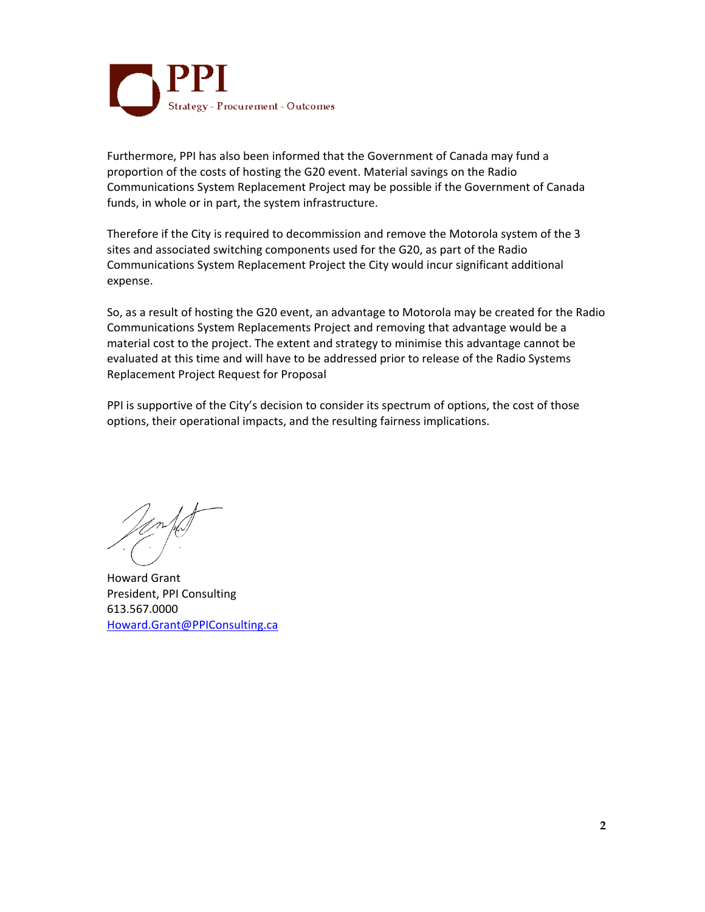Furthermore, PPI has also been informed that the Government of Canada may fund a proportion of the costs of hosting the G20 event. Material savings on the Radio Communications System Replacement Project may be possible if the Government of Canada funds, in whole or in part, the system infrastructure.

Therefore if the City is required to decommission and remove the Motorola system of the 3 sites and associated switching components used for the G20, as part of the Radio Communications System Replacement Project the City would incur significant additional expense.

So, as a result of hosting the G20 event, an advantage to Motorola may be created for the Radio Communications System Replacements Project and removing that advantage would be a material cost to the project. The extent and strategy to minimise this advantage cannot be evaluated at this time and will have to be addressed prior to release of the Radio Systems Replacement Project Request for Proposal

PPI is supportive of the City's decision to consider its spectrum of options, the cost of those options, their operational impacts, and the resulting fairness implications.

Howard Grant
President, PPI Consulting
613.567.0000
Howard.Grant@PPIConsulting.ca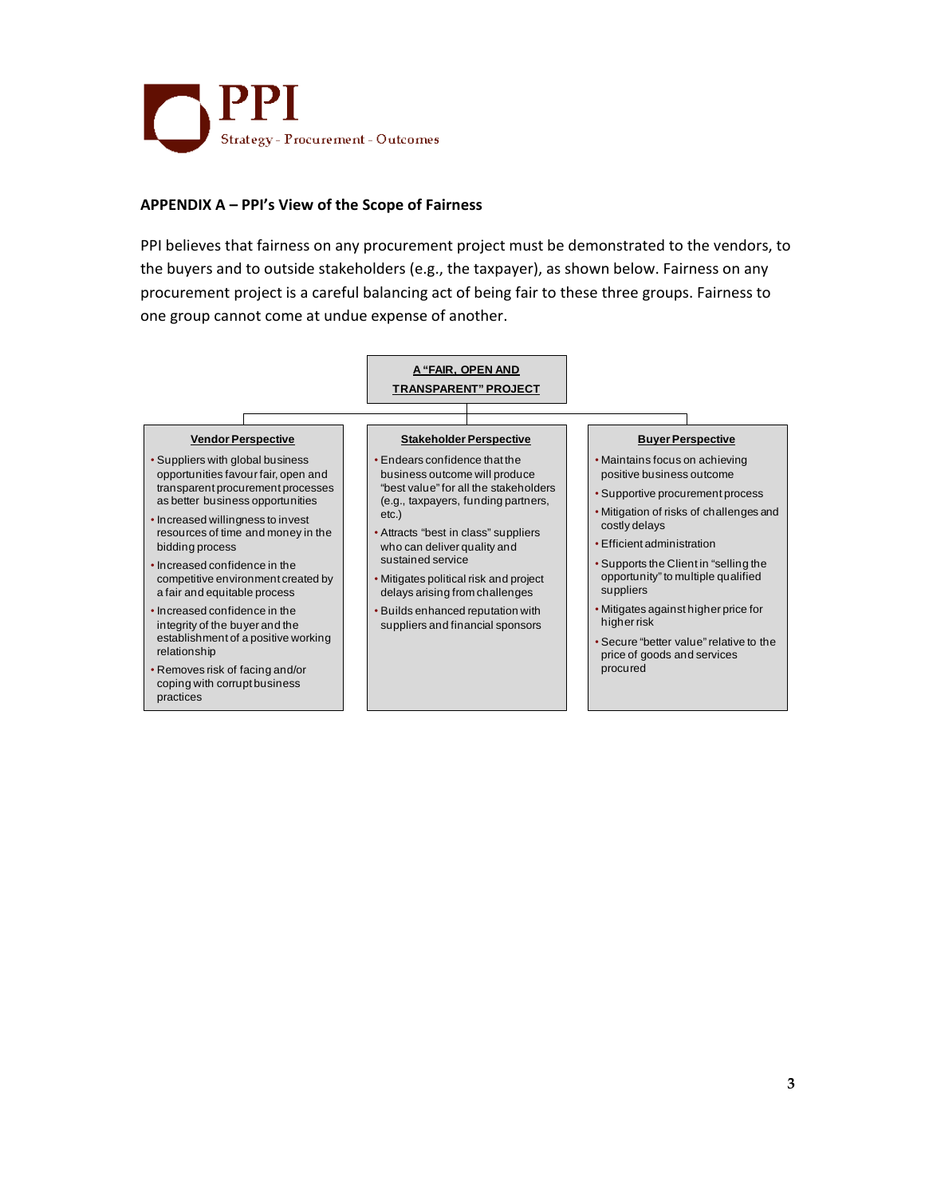PPI

Strategy - Procurement - Outcomes

## APPENDIX A – PPI's View of the Scope of Fairness

PPI believes that fairness on any procurement project must be demonstrated to the vendors, to the buyers and to outside stakeholders (e.g., the taxpayer), as shown below. Fairness on any procurement project is a careful balancing act of being fair to these three groups. Fairness to one group cannot come at undue expense of another.

**A "FAIR, OPEN AND TRANSPARENT" PROJECT**

**Vendor Perspective**

- Suppliers with global business opportunities favour fair, open and transparent procurement processes as better business opportunities
- Increased willingness to invest resources of time and money in the bidding process
- Increased confidence in the competitive environment created by a fair and equitable process
- Increased confidence in the integrity of the buyer and the establishment of a positive working relationship
- Removes risk of facing and/or coping with corrupt business practices

**Stakeholder Perspective**

- Endears confidence that the business outcome will produce "best value" for all the stakeholders (e.g., taxpayers, funding partners, etc.)
- Attracts "best in class" suppliers who can deliver quality and sustained service
- Mitigates political risk and project delays arising from challenges
- Builds enhanced reputation with suppliers and financial sponsors

**Buyer Perspective**

- Maintains focus on achieving positive business outcome
- Supportive procurement process
- Mitigation of risks of challenges and costly delays
- Efficient administration
- Supports the Client in "selling the opportunity" to multiple qualified suppliers
- Mitigates against higher price for higher risk
- Secure "better value" relative to the price of goods and services procured